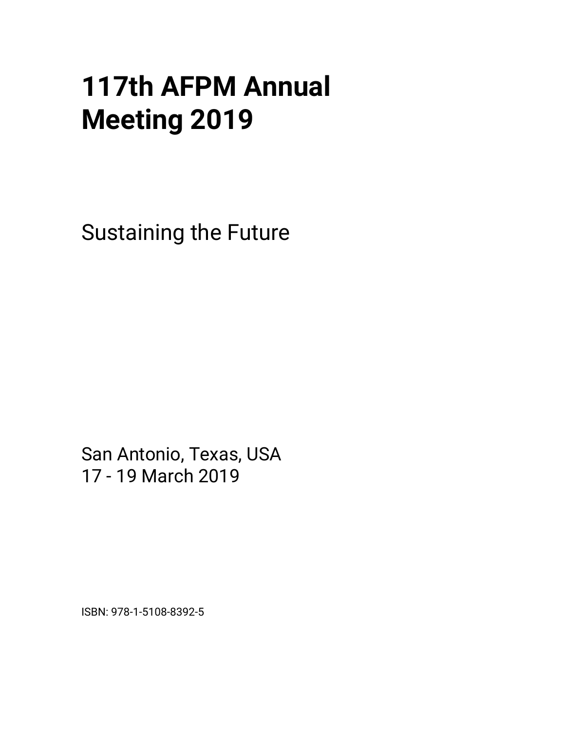# 117th AFPM Annual Meeting 2019

Sustaining the Future

San Antonio, Texas, USA
17 - 19 March 2019

ISBN: 978-1-5108-8392-5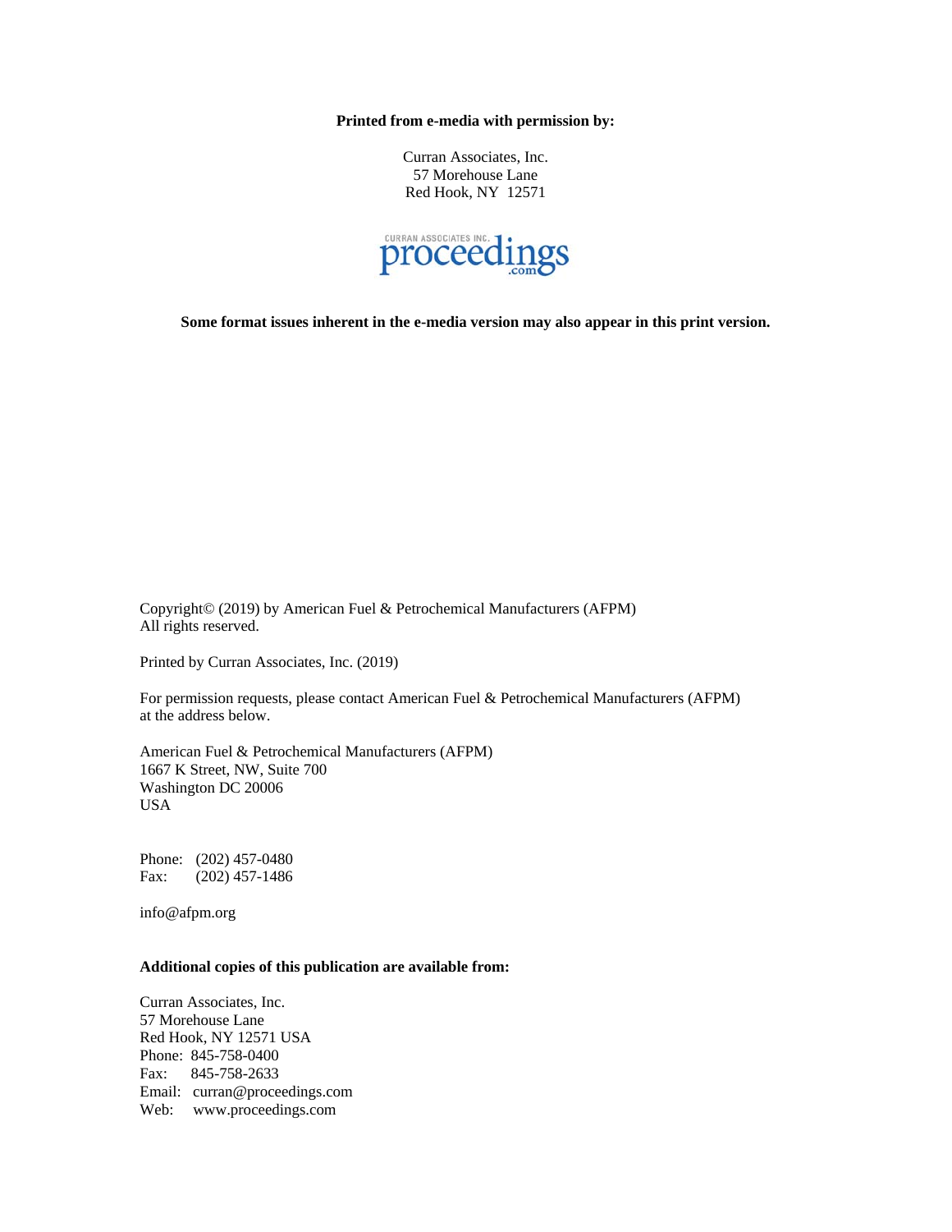**Printed from e-media with permission by:**

Curran Associates, Inc.
57 Morehouse Lane
Red Hook, NY 12571

CURRAN ASSOCIATES INC. proceedings .com

**Some format issues inherent in the e-media version may also appear in this print version.**

Copyright© (2019) by American Fuel & Petrochemical Manufacturers (AFPM)
All rights reserved.

Printed by Curran Associates, Inc. (2019)

For permission requests, please contact American Fuel & Petrochemical Manufacturers (AFPM) at the address below.

American Fuel & Petrochemical Manufacturers (AFPM)
1667 K Street, NW, Suite 700
Washington DC 20006
USA

Phone: (202) 457-0480
Fax: (202) 457-1486

info@afpm.org

**Additional copies of this publication are available from:**

Curran Associates, Inc.
57 Morehouse Lane
Red Hook, NY 12571 USA
Phone: 845-758-0400
Fax: 845-758-2633
Email: curran@proceedings.com
Web: www.proceedings.com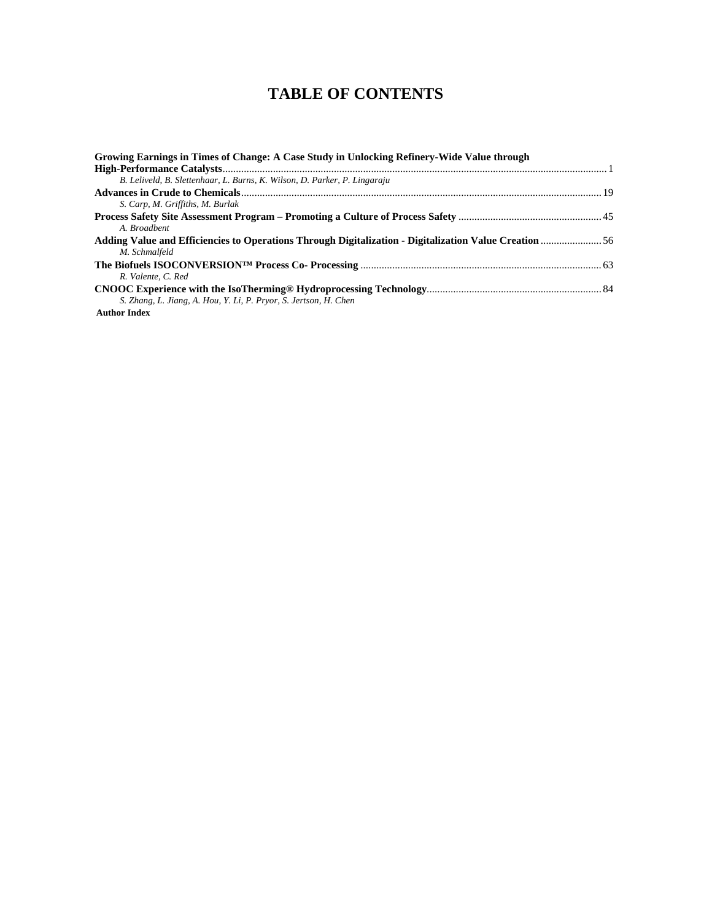# TABLE OF CONTENTS

**Growing Earnings in Times of Change: A Case Study in Unlocking Refinery-Wide Value through High-Performance Catalysts** ........ 1
*B. Leliveld, B. Slettenhaar, L. Burns, K. Wilson, D. Parker, P. Lingaraju*

**Advances in Crude to Chemicals** ........ 19
*S. Carp, M. Griffiths, M. Burlak*

**Process Safety Site Assessment Program – Promoting a Culture of Process Safety** ........ 45
*A. Broadbent*

**Adding Value and Efficiencies to Operations Through Digitalization - Digitalization Value Creation** ........ 56
*M. Schmalfeld*

**The Biofuels ISOCONVERSION™ Process Co- Processing** ........ 63
*R. Valente, C. Red*

**CNOOC Experience with the IsoTherming® Hydroprocessing Technology** ........ 84
*S. Zhang, L. Jiang, A. Hou, Y. Li, P. Pryor, S. Jertson, H. Chen*

**Author Index**